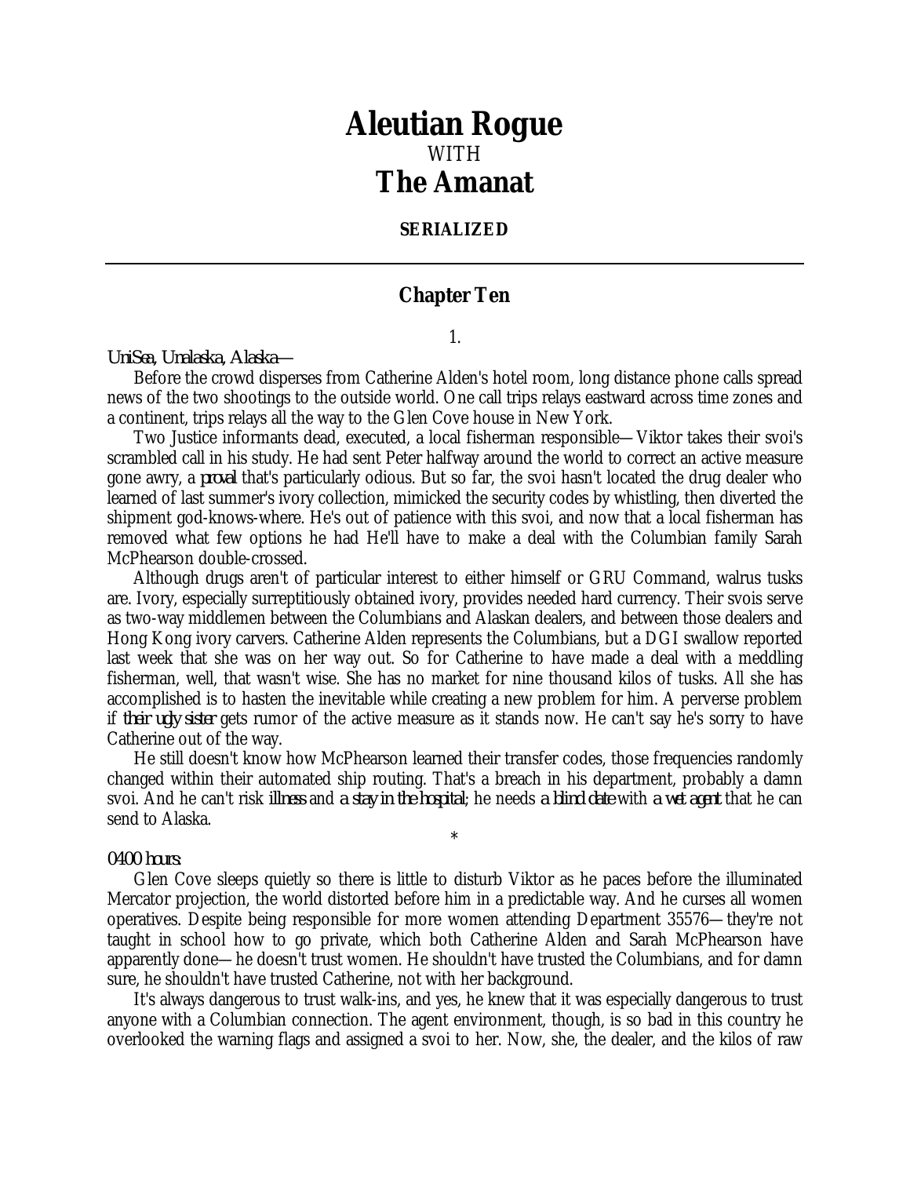# Aleutian Rogue

WITH

# The Amanat

**SERIALIZED**

---

## Chapter Ten

1.

*UniSea, Unalaska, Alaska—*

Before the crowd disperses from Catherine Alden's hotel room, long distance phone calls spread news of the two shootings to the outside world. One call trips relays eastward across time zones and a continent, trips relays all the way to the Glen Cove house in New York.

Two Justice informants dead, executed, a local fisherman responsible—Viktor takes their svoi's scrambled call in his study. He had sent Peter halfway around the world to correct an active measure gone awry, a *proval* that's particularly odious. But so far, the svoi hasn't located the drug dealer who learned of last summer's ivory collection, mimicked the security codes by whistling, then diverted the shipment god-knows-where. He's out of patience with this svoi, and now that a local fisherman has removed what few options he had He'll have to make a deal with the Columbian family Sarah McPhearson double-crossed.

Although drugs aren't of particular interest to either himself or GRU Command, walrus tusks are. Ivory, especially surreptitiously obtained ivory, provides needed hard currency. Their svois serve as two-way middlemen between the Columbians and Alaskan dealers, and between those dealers and Hong Kong ivory carvers. Catherine Alden represents the Columbians, but a DGI swallow reported last week that she was on her way out. So for Catherine to have made a deal with a meddling fisherman, well, that wasn't wise. She has no market for nine thousand kilos of tusks. All she has accomplished is to hasten the inevitable while creating a new problem for him. A perverse problem if *their ugly sister* gets rumor of the active measure as it stands now. He can't say he's sorry to have Catherine out of the way.

He still doesn't know how McPhearson learned their transfer codes, those frequencies randomly changed within their automated ship routing. That's a breach in his department, probably a damn svoi. And he can't risk *illness* and *a stay in the hospital*; he needs *a blind date* with *a wet agent* that he can send to Alaska.

*

*0400 hours:*

Glen Cove sleeps quietly so there is little to disturb Viktor as he paces before the illuminated Mercator projection, the world distorted before him in a predictable way. And he curses all women operatives. Despite being responsible for more women attending Department 35576—they're not taught in school how to go private, which both Catherine Alden and Sarah McPhearson have apparently done—he doesn't trust women. He shouldn't have trusted the Columbians, and for damn sure, he shouldn't have trusted Catherine, not with her background.

It's always dangerous to trust walk-ins, and yes, he knew that it was especially dangerous to trust anyone with a Columbian connection. The agent environment, though, is so bad in this country he overlooked the warning flags and assigned a svoi to her. Now, she, the dealer, and the kilos of raw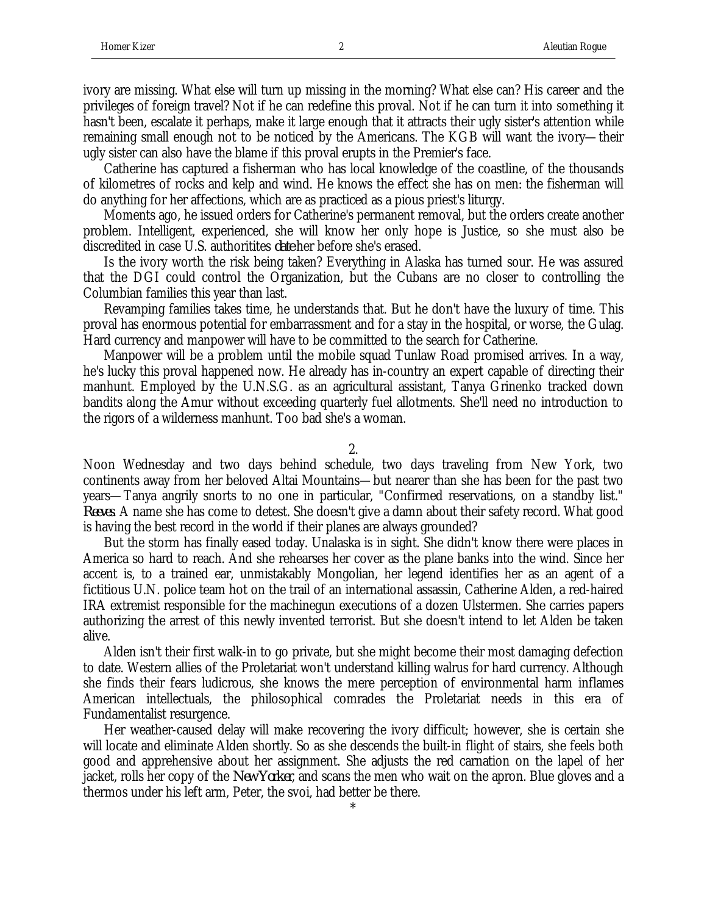ivory are missing. What else will turn up missing in the morning? What else can? His career and the privileges of foreign travel? Not if he can redefine this proval. Not if he can turn it into something it hasn't been, escalate it perhaps, make it large enough that it attracts their ugly sister's attention while remaining small enough not to be noticed by the Americans. The KGB will want the ivory—their ugly sister can also have the blame if this proval erupts in the Premier's face.

Catherine has captured a fisherman who has local knowledge of the coastline, of the thousands of kilometres of rocks and kelp and wind. He knows the effect she has on men: the fisherman will do anything for her affections, which are as practiced as a pious priest's liturgy.

Moments ago, he issued orders for Catherine's permanent removal, but the orders create another problem. Intelligent, experienced, she will know her only hope is Justice, so she must also be discredited in case U.S. authoritites *date* her before she's erased.

Is the ivory worth the risk being taken? Everything in Alaska has turned sour. He was assured that the DGI could control the Organization, but the Cubans are no closer to controlling the Columbian families this year than last.

Revamping families takes time, he understands that. But he don't have the luxury of time. This proval has enormous potential for embarrassment and for a stay in the hospital, or worse, the Gulag. Hard currency and manpower will have to be committed to the search for Catherine.

Manpower will be a problem until the mobile squad Tunlaw Road promised arrives. In a way, he's lucky this proval happened now. He already has in-country an expert capable of directing their manhunt. Employed by the U.N.S.G. as an agricultural assistant, Tanya Grinenko tracked down bandits along the Amur without exceeding quarterly fuel allotments. She'll need no introduction to the rigors of a wilderness manhunt. Too bad she's a woman.

2.

Noon Wednesday and two days behind schedule, two days traveling from New York, two continents away from her beloved Altai Mountains—but nearer than she has been for the past two years—Tanya angrily snorts to no one in particular, "Confirmed reservations, on a standby list." *Reeves*. A name she has come to detest. She doesn't give a damn about their safety record. What good is having the best record in the world if their planes are always grounded?

But the storm has finally eased today. Unalaska is in sight. She didn't know there were places in America so hard to reach. And she rehearses her cover as the plane banks into the wind. Since her accent is, to a trained ear, unmistakably Mongolian, her legend identifies her as an agent of a fictitious U.N. police team hot on the trail of an international assassin, Catherine Alden, a red-haired IRA extremist responsible for the machinegun executions of a dozen Ulstermen. She carries papers authorizing the arrest of this newly invented terrorist. But she doesn't intend to let Alden be taken alive.

Alden isn't their first walk-in to go private, but she might become their most damaging defection to date. Western allies of the Proletariat won't understand killing walrus for hard currency. Although she finds their fears ludicrous, she knows the mere perception of environmental harm inflames American intellectuals, the philosophical comrades the Proletariat needs in this era of Fundamentalist resurgence.

Her weather-caused delay will make recovering the ivory difficult; however, she is certain she will locate and eliminate Alden shortly. So as she descends the built-in flight of stairs, she feels both good and apprehensive about her assignment. She adjusts the red carnation on the lapel of her jacket, rolls her copy of the *New Yorker*, and scans the men who wait on the apron. Blue gloves and a thermos under his left arm, Peter, the svoi, had better be there.

*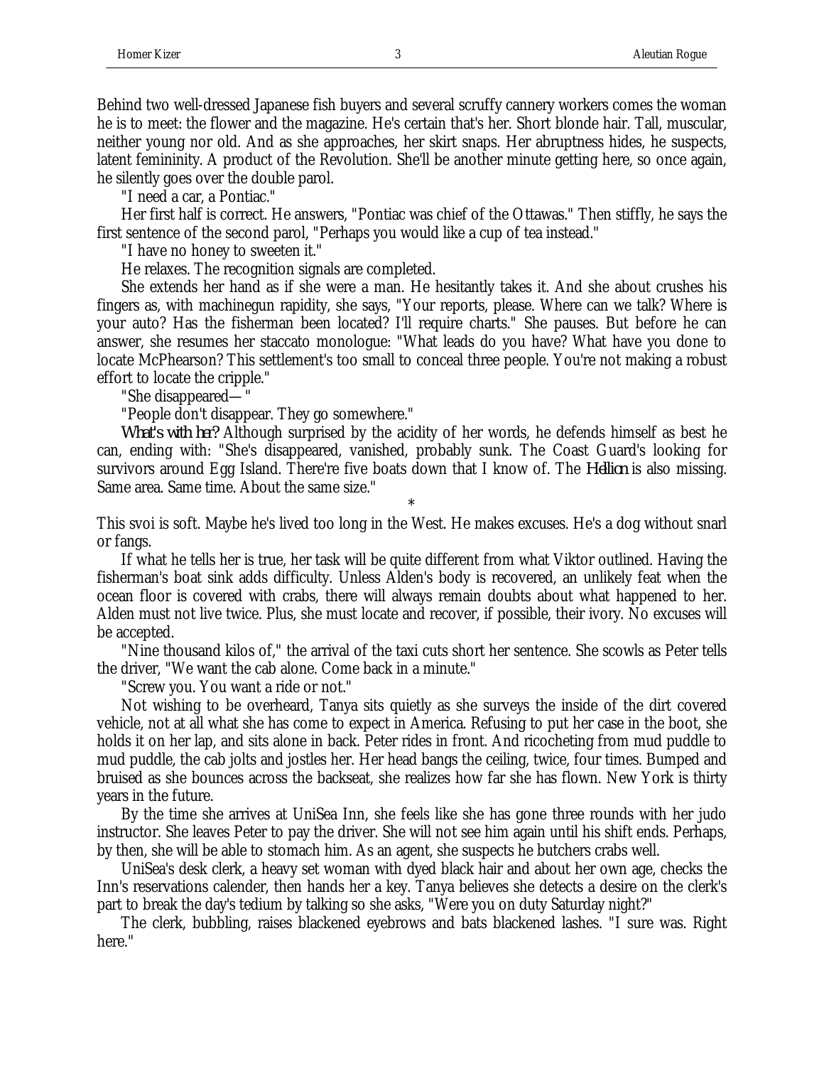Behind two well-dressed Japanese fish buyers and several scruffy cannery workers comes the woman he is to meet: the flower and the magazine. He's certain that's her. Short blonde hair. Tall, muscular, neither young nor old. And as she approaches, her skirt snaps. Her abruptness hides, he suspects, latent femininity. A product of the Revolution. She'll be another minute getting here, so once again, he silently goes over the double parol.

"I need a car, a Pontiac."

Her first half is correct. He answers, "Pontiac was chief of the Ottawas." Then stiffly, he says the first sentence of the second parol, "Perhaps you would like a cup of tea instead."

"I have no honey to sweeten it."

He relaxes. The recognition signals are completed.

She extends her hand as if she were a man. He hesitantly takes it. And she about crushes his fingers as, with machinegun rapidity, she says, "Your reports, please. Where can we talk? Where is your auto? Has the fisherman been located? I'll require charts." She pauses. But before he can answer, she resumes her staccato monologue: "What leads do you have? What have you done to locate McPhearson? This settlement's too small to conceal three people. You're not making a robust effort to locate the cripple."

"She disappeared—"

"People don't disappear. They go somewhere."

*What's with her?* Although surprised by the acidity of her words, he defends himself as best he can, ending with: "She's disappeared, vanished, probably sunk. The Coast Guard's looking for survivors around Egg Island. There're five boats down that I know of. The *Hellion* is also missing. Same area. Same time. About the same size."

*

This svoi is soft. Maybe he's lived too long in the West. He makes excuses. He's a dog without snarl or fangs.

If what he tells her is true, her task will be quite different from what Viktor outlined. Having the fisherman's boat sink adds difficulty. Unless Alden's body is recovered, an unlikely feat when the ocean floor is covered with crabs, there will always remain doubts about what happened to her. Alden must not live twice. Plus, she must locate and recover, if possible, their ivory. No excuses will be accepted.

"Nine thousand kilos of," the arrival of the taxi cuts short her sentence. She scowls as Peter tells the driver, "We want the cab alone. Come back in a minute."

"Screw you. You want a ride or not."

Not wishing to be overheard, Tanya sits quietly as she surveys the inside of the dirt covered vehicle, not at all what she has come to expect in America. Refusing to put her case in the boot, she holds it on her lap, and sits alone in back. Peter rides in front. And ricocheting from mud puddle to mud puddle, the cab jolts and jostles her. Her head bangs the ceiling, twice, four times. Bumped and bruised as she bounces across the backseat, she realizes how far she has flown. New York is thirty years in the future.

By the time she arrives at UniSea Inn, she feels like she has gone three rounds with her judo instructor. She leaves Peter to pay the driver. She will not see him again until his shift ends. Perhaps, by then, she will be able to stomach him. As an agent, she suspects he butchers crabs well.

UniSea's desk clerk, a heavy set woman with dyed black hair and about her own age, checks the Inn's reservations calender, then hands her a key. Tanya believes she detects a desire on the clerk's part to break the day's tedium by talking so she asks, "Were you on duty Saturday night?"

The clerk, bubbling, raises blackened eyebrows and bats blackened lashes. "I sure was. Right here."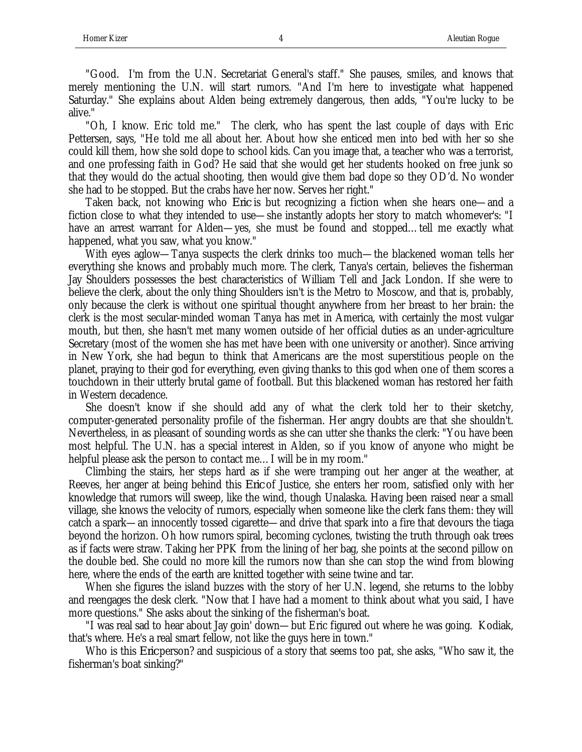"Good. I'm from the U.N. Secretariat General's staff." She pauses, smiles, and knows that merely mentioning the U.N. will start rumors. "And I'm here to investigate what happened Saturday." She explains about Alden being extremely dangerous, then adds, "You're lucky to be alive."

"Oh, I know. Eric told me." The clerk, who has spent the last couple of days with Eric Pettersen, says, "He told me all about her. About how she enticed men into bed with her so she could kill them, how she sold dope to school kids. Can you image that, a teacher who was a terrorist, and one professing faith in God? He said that she would get her students hooked on free junk so that they would do the actual shooting, then would give them bad dope so they OD'd. No wonder she had to be stopped. But the crabs have her now. Serves her right."

Taken back, not knowing who Eric is but recognizing a fiction when she hears one—and a fiction close to what they intended to use—she instantly adopts her story to match whomever's: "I have an arrest warrant for Alden—yes, she must be found and stopped…tell me exactly what happened, what you saw, what you know."

With eyes aglow—Tanya suspects the clerk drinks too much—the blackened woman tells her everything she knows and probably much more. The clerk, Tanya's certain, believes the fisherman Jay Shoulders possesses the best characteristics of William Tell and Jack London. If she were to believe the clerk, about the only thing Shoulders isn't is the Metro to Moscow, and that is, probably, only because the clerk is without one spiritual thought anywhere from her breast to her brain: the clerk is the most secular-minded woman Tanya has met in America, with certainly the most vulgar mouth, but then, she hasn't met many women outside of her official duties as an under-agriculture Secretary (most of the women she has met have been with one university or another). Since arriving in New York, she had begun to think that Americans are the most superstitious people on the planet, praying to their god for everything, even giving thanks to this god when one of them scores a touchdown in their utterly brutal game of football. But this blackened woman has restored her faith in Western decadence.

She doesn't know if she should add any of what the clerk told her to their sketchy, computer-generated personality profile of the fisherman. Her angry doubts are that she shouldn't. Nevertheless, in as pleasant of sounding words as she can utter she thanks the clerk: "You have been most helpful. The U.N. has a special interest in Alden, so if you know of anyone who might be helpful please ask the person to contact me… I will be in my room."

Climbing the stairs, her steps hard as if she were tramping out her anger at the weather, at Reeves, her anger at being behind this Eric of Justice, she enters her room, satisfied only with her knowledge that rumors will sweep, like the wind, though Unalaska. Having been raised near a small village, she knows the velocity of rumors, especially when someone like the clerk fans them: they will catch a spark—an innocently tossed cigarette—and drive that spark into a fire that devours the tiaga beyond the horizon. Oh how rumors spiral, becoming cyclones, twisting the truth through oak trees as if facts were straw. Taking her PPK from the lining of her bag, she points at the second pillow on the double bed. She could no more kill the rumors now than she can stop the wind from blowing here, where the ends of the earth are knitted together with seine twine and tar.

When she figures the island buzzes with the story of her U.N. legend, she returns to the lobby and reengages the desk clerk. "Now that I have had a moment to think about what you said, I have more questions." She asks about the sinking of the fisherman's boat.

"I was real sad to hear about Jay goin' down—but Eric figured out where he was going. Kodiak, that's where. He's a real smart fellow, not like the guys here in town."

Who is this Eric person? and suspicious of a story that seems too pat, she asks, "Who saw it, the fisherman's boat sinking?"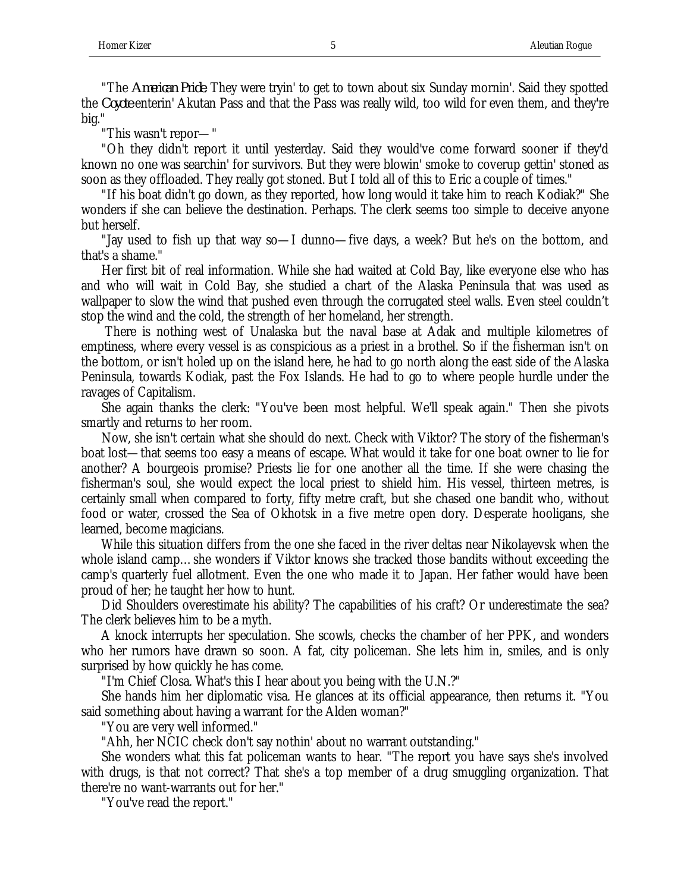"The *American Pride*. They were tryin' to get to town about six Sunday mornin'. Said they spotted the *Coyote* enterin' Akutan Pass and that the Pass was really wild, too wild for even them, and they're big."

"This wasn't repor— "

"Oh they didn't report it until yesterday. Said they would've come forward sooner if they'd known no one was searchin' for survivors. But they were blowin' smoke to coverup gettin' stoned as soon as they offloaded. They really got stoned. But I told all of this to Eric a couple of times."

"If his boat didn't go down, as they reported, how long would it take him to reach Kodiak?" She wonders if she can believe the destination. Perhaps. The clerk seems too simple to deceive anyone but herself.

"Jay used to fish up that way so—I dunno—five days, a week? But he's on the bottom, and that's a shame."

Her first bit of real information. While she had waited at Cold Bay, like everyone else who has and who will wait in Cold Bay, she studied a chart of the Alaska Peninsula that was used as wallpaper to slow the wind that pushed even through the corrugated steel walls. Even steel couldn't stop the wind and the cold, the strength of her homeland, her strength.

There is nothing west of Unalaska but the naval base at Adak and multiple kilometres of emptiness, where every vessel is as conspicious as a priest in a brothel. So if the fisherman isn't on the bottom, or isn't holed up on the island here, he had to go north along the east side of the Alaska Peninsula, towards Kodiak, past the Fox Islands. He had to go to where people hurdle under the ravages of Capitalism.

She again thanks the clerk: "You've been most helpful. We'll speak again." Then she pivots smartly and returns to her room.

Now, she isn't certain what she should do next. Check with Viktor? The story of the fisherman's boat lost—that seems too easy a means of escape. What would it take for one boat owner to lie for another? A bourgeois promise? Priests lie for one another all the time. If she were chasing the fisherman's soul, she would expect the local priest to shield him. His vessel, thirteen metres, is certainly small when compared to forty, fifty metre craft, but she chased one bandit who, without food or water, crossed the Sea of Okhotsk in a five metre open dory. Desperate hooligans, she learned, become magicians.

While this situation differs from the one she faced in the river deltas near Nikolayevsk when the whole island camp… she wonders if Viktor knows she tracked those bandits without exceeding the camp's quarterly fuel allotment. Even the one who made it to Japan. Her father would have been proud of her; he taught her how to hunt.

Did Shoulders overestimate his ability? The capabilities of his craft? Or underestimate the sea? The clerk believes him to be a myth.

A knock interrupts her speculation. She scowls, checks the chamber of her PPK, and wonders who her rumors have drawn so soon. A fat, city policeman. She lets him in, smiles, and is only surprised by how quickly he has come.

"I'm Chief Closa. What's this I hear about you being with the U.N.?"

She hands him her diplomatic visa. He glances at its official appearance, then returns it. "You said something about having a warrant for the Alden woman?"

"You are very well informed."

"Ahh, her NCIC check don't say nothin' about no warrant outstanding."

She wonders what this fat policeman wants to hear. "The report you have says she's involved with drugs, is that not correct? That she's a top member of a drug smuggling organization. That there're no want-warrants out for her."

"You've read the report."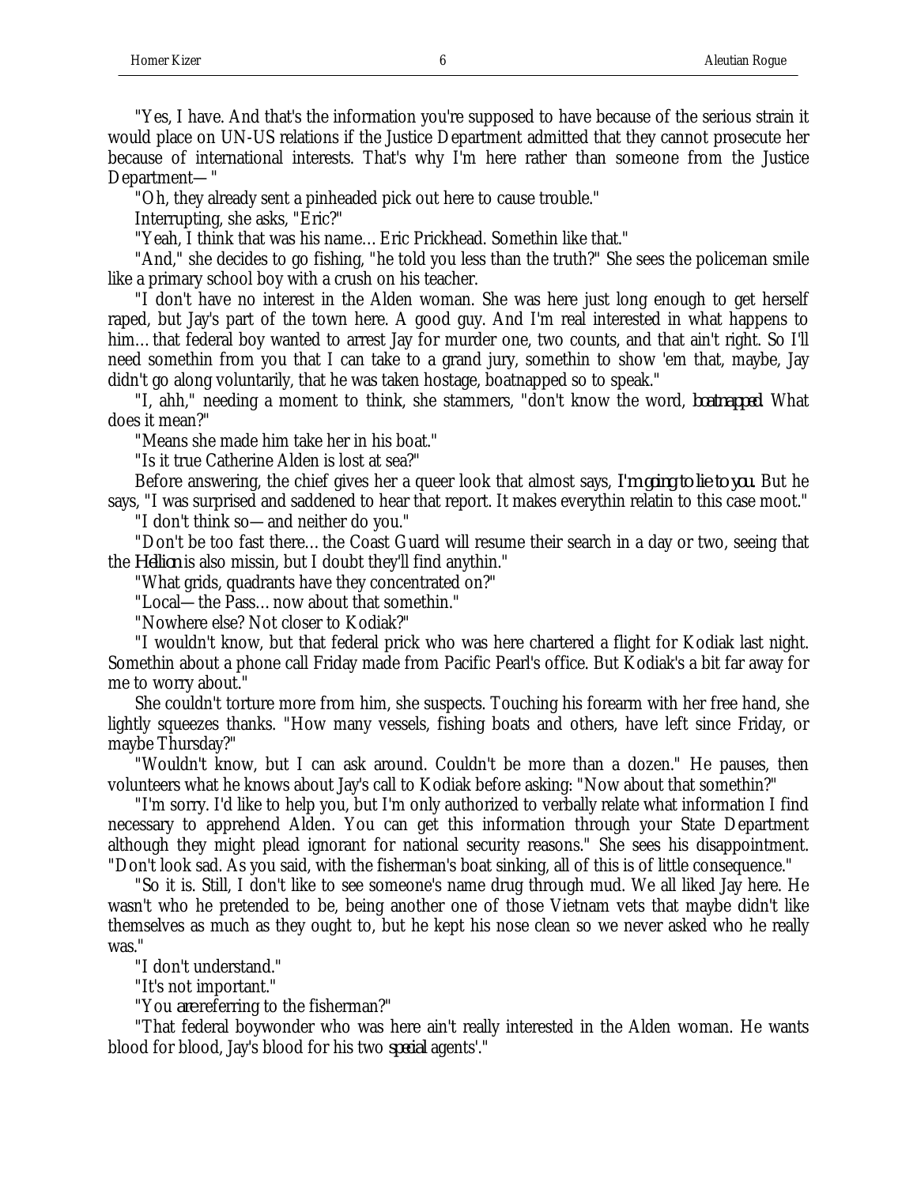"Yes, I have. And that's the information you're supposed to have because of the serious strain it would place on UN-US relations if the Justice Department admitted that they cannot prosecute her because of international interests. That's why I'm here rather than someone from the Justice Department—"

"Oh, they already sent a pinheaded pick out here to cause trouble."

Interrupting, she asks, "Eric?"

"Yeah, I think that was his name… Eric Prickhead. Somethin like that."

"And," she decides to go fishing, "he told you less than the truth?" She sees the policeman smile like a primary school boy with a crush on his teacher.

"I don't have no interest in the Alden woman. She was here just long enough to get herself raped, but Jay's part of the town here. A good guy. And I'm real interested in what happens to him… that federal boy wanted to arrest Jay for murder one, two counts, and that ain't right. So I'll need somethin from you that I can take to a grand jury, somethin to show 'em that, maybe, Jay didn't go along voluntarily, that he was taken hostage, boatnapped so to speak."

"I, ahh," needing a moment to think, she stammers, "don't know the word, *boatnapped*. What does it mean?"

"Means she made him take her in his boat."

"Is it true Catherine Alden is lost at sea?"

Before answering, the chief gives her a queer look that almost says, *I'm going to lie to you*. But he says, "I was surprised and saddened to hear that report. It makes everythin relatin to this case moot."

"I don't think so—and neither do you."

"Don't be too fast there… the Coast Guard will resume their search in a day or two, seeing that the *Hellion* is also missin, but I doubt they'll find anythin."

"What grids, quadrants have they concentrated on?"

"Local—the Pass… now about that somethin."

"Nowhere else? Not closer to Kodiak?"

"I wouldn't know, but that federal prick who was here chartered a flight for Kodiak last night. Somethin about a phone call Friday made from Pacific Pearl's office. But Kodiak's a bit far away for me to worry about."

She couldn't torture more from him, she suspects. Touching his forearm with her free hand, she lightly squeezes thanks. "How many vessels, fishing boats and others, have left since Friday, or maybe Thursday?"

"Wouldn't know, but I can ask around. Couldn't be more than a dozen." He pauses, then volunteers what he knows about Jay's call to Kodiak before asking: "Now about that somethin?"

"I'm sorry. I'd like to help you, but I'm only authorized to verbally relate what information I find necessary to apprehend Alden. You can get this information through your State Department although they might plead ignorant for national security reasons." She sees his disappointment. "Don't look sad. As you said, with the fisherman's boat sinking, all of this is of little consequence."

"So it is. Still, I don't like to see someone's name drug through mud. We all liked Jay here. He wasn't who he pretended to be, being another one of those Vietnam vets that maybe didn't like themselves as much as they ought to, but he kept his nose clean so we never asked who he really was."

"I don't understand."

"It's not important."

"You *are* referring to the fisherman?"

"That federal boywonder who was here ain't really interested in the Alden woman. He wants blood for blood, Jay's blood for his two *special* agents'."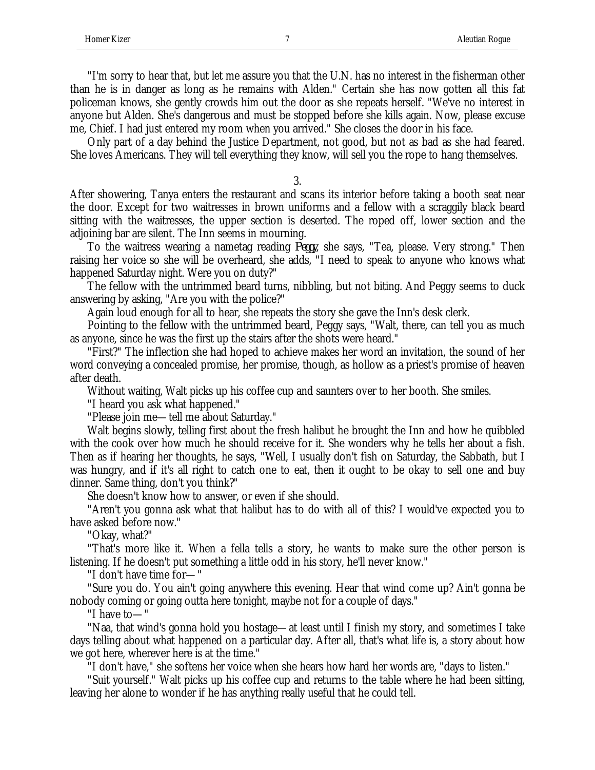"I'm sorry to hear that, but let me assure you that the U.N. has no interest in the fisherman other than he is in danger as long as he remains with Alden." Certain she has now gotten all this fat policeman knows, she gently crowds him out the door as she repeats herself. "We've no interest in anyone but Alden. She's dangerous and must be stopped before she kills again. Now, please excuse me, Chief. I had just entered my room when you arrived." She closes the door in his face.

Only part of a day behind the Justice Department, not good, but not as bad as she had feared. She loves Americans. They will tell everything they know, will sell you the rope to hang themselves.

3.

After showering, Tanya enters the restaurant and scans its interior before taking a booth seat near the door. Except for two waitresses in brown uniforms and a fellow with a scraggily black beard sitting with the waitresses, the upper section is deserted. The roped off, lower section and the adjoining bar are silent. The Inn seems in mourning.

To the waitress wearing a nametag reading *Peggy*, she says, "Tea, please. Very strong." Then raising her voice so she will be overheard, she adds, "I need to speak to anyone who knows what happened Saturday night. Were you on duty?"

The fellow with the untrimmed beard turns, nibbling, but not biting. And Peggy seems to duck answering by asking, "Are you with the police?"

Again loud enough for all to hear, she repeats the story she gave the Inn's desk clerk.

Pointing to the fellow with the untrimmed beard, Peggy says, "Walt, there, can tell you as much as anyone, since he was the first up the stairs after the shots were heard."

"First?" The inflection she had hoped to achieve makes her word an invitation, the sound of her word conveying a concealed promise, her promise, though, as hollow as a priest's promise of heaven after death.

Without waiting, Walt picks up his coffee cup and saunters over to her booth. She smiles.

"I heard you ask what happened."

"Please join me—tell me about Saturday."

Walt begins slowly, telling first about the fresh halibut he brought the Inn and how he quibbled with the cook over how much he should receive for it. She wonders why he tells her about a fish. Then as if hearing her thoughts, he says, "Well, I usually don't fish on Saturday, the Sabbath, but I was hungry, and if it's all right to catch one to eat, then it ought to be okay to sell one and buy dinner. Same thing, don't you think?"

She doesn't know how to answer, or even if she should.

"Aren't you gonna ask what that halibut has to do with all of this? I would've expected you to have asked before now."

"Okay, what?"

"That's more like it. When a fella tells a story, he wants to make sure the other person is listening. If he doesn't put something a little odd in his story, he'll never know."

"I don't have time for—"

"Sure you do. You ain't going anywhere this evening. Hear that wind come up? Ain't gonna be nobody coming or going outta here tonight, maybe not for a couple of days."

"I have to—"

"Naa, that wind's gonna hold you hostage—at least until I finish my story, and sometimes I take days telling about what happened on a particular day. After all, that's what life is, a story about how we got here, wherever here is at the time."

"I don't have," she softens her voice when she hears how hard her words are, "days to listen."

"Suit yourself." Walt picks up his coffee cup and returns to the table where he had been sitting, leaving her alone to wonder if he has anything really useful that he could tell.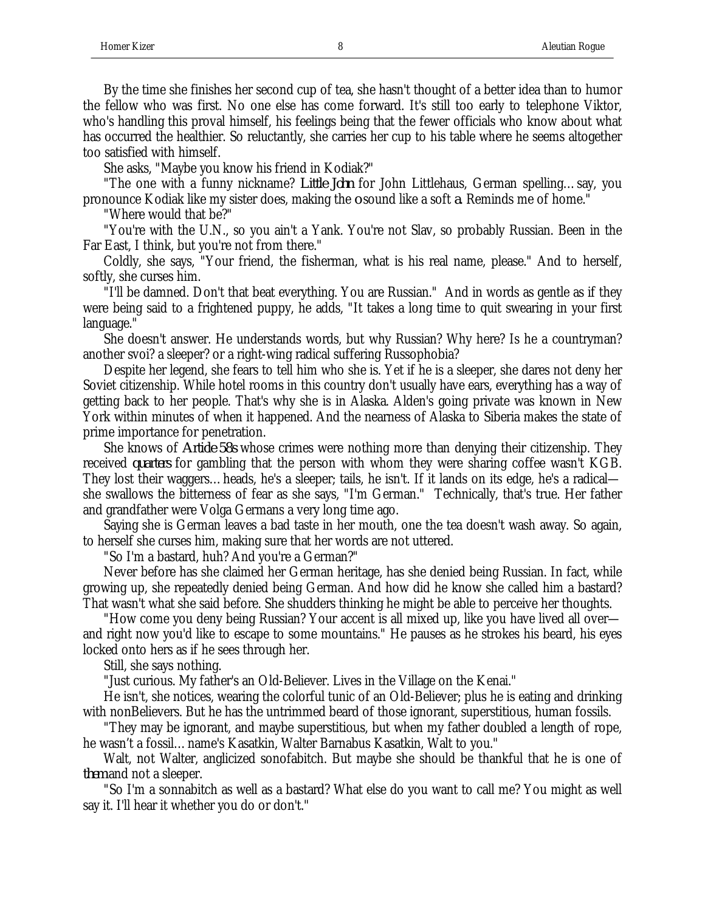By the time she finishes her second cup of tea, she hasn't thought of a better idea than to humor the fellow who was first. No one else has come forward. It's still too early to telephone Viktor, who's handling this proval himself, his feelings being that the fewer officials who know about what has occurred the healthier. So reluctantly, she carries her cup to his table where he seems altogether too satisfied with himself.

She asks, "Maybe you know his friend in Kodiak?"

"The one with a funny nickname? *Little John* for John Littlehaus, German spelling… say, you pronounce Kodiak like my sister does, making the *o* sound like a soft *a*. Reminds me of home."

"Where would that be?"

"You're with the U.N., so you ain't a Yank. You're not Slav, so probably Russian. Been in the Far East, I think, but you're not from there."

Coldly, she says, "Your friend, the fisherman, what is his real name, please." And to herself, softly, she curses him.

"I'll be damned. Don't that beat everything. You are Russian." And in words as gentle as if they were being said to a frightened puppy, he adds, "It takes a long time to quit swearing in your first language."

She doesn't answer. He understands words, but why Russian? Why here? Is he a countryman? another svoi? a sleeper? or a right-wing radical suffering Russophobia?

Despite her legend, she fears to tell him who she is. Yet if he is a sleeper, she dares not deny her Soviet citizenship. While hotel rooms in this country don't usually have ears, everything has a way of getting back to her people. That's why she is in Alaska. Alden's going private was known in New York within minutes of when it happened. And the nearness of Alaska to Siberia makes the state of prime importance for penetration.

She knows of *Article 58s* whose crimes were nothing more than denying their citizenship. They received *quarters* for gambling that the person with whom they were sharing coffee wasn't KGB. They lost their waggers… heads, he's a sleeper; tails, he isn't. If it lands on its edge, he's a radical—she swallows the bitterness of fear as she says, "I'm German." Technically, that's true. Her father and grandfather were Volga Germans a very long time ago.

Saying she is German leaves a bad taste in her mouth, one the tea doesn't wash away. So again, to herself she curses him, making sure that her words are not uttered.

"So I'm a bastard, huh? And you're a German?"

Never before has she claimed her German heritage, has she denied being Russian. In fact, while growing up, she repeatedly denied being German. And how did he know she called him a bastard? That wasn't what she said before. She shudders thinking he might be able to perceive her thoughts.

"How come you deny being Russian? Your accent is all mixed up, like you have lived all over—and right now you'd like to escape to some mountains." He pauses as he strokes his beard, his eyes locked onto hers as if he sees through her.

Still, she says nothing.

"Just curious. My father's an Old-Believer. Lives in the Village on the Kenai."

He isn't, she notices, wearing the colorful tunic of an Old-Believer; plus he is eating and drinking with nonBelievers. But he has the untrimmed beard of those ignorant, superstitious, human fossils.

"They may be ignorant, and maybe superstitious, but when my father doubled a length of rope, he wasn't a fossil… name's Kasatkin, Walter Barnabus Kasatkin, Walt to you."

Walt, not Walter, anglicized sonofabitch. But maybe she should be thankful that he is one of *them* and not a sleeper.

"So I'm a sonnabitch as well as a bastard? What else do you want to call me? You might as well say it. I'll hear it whether you do or don't."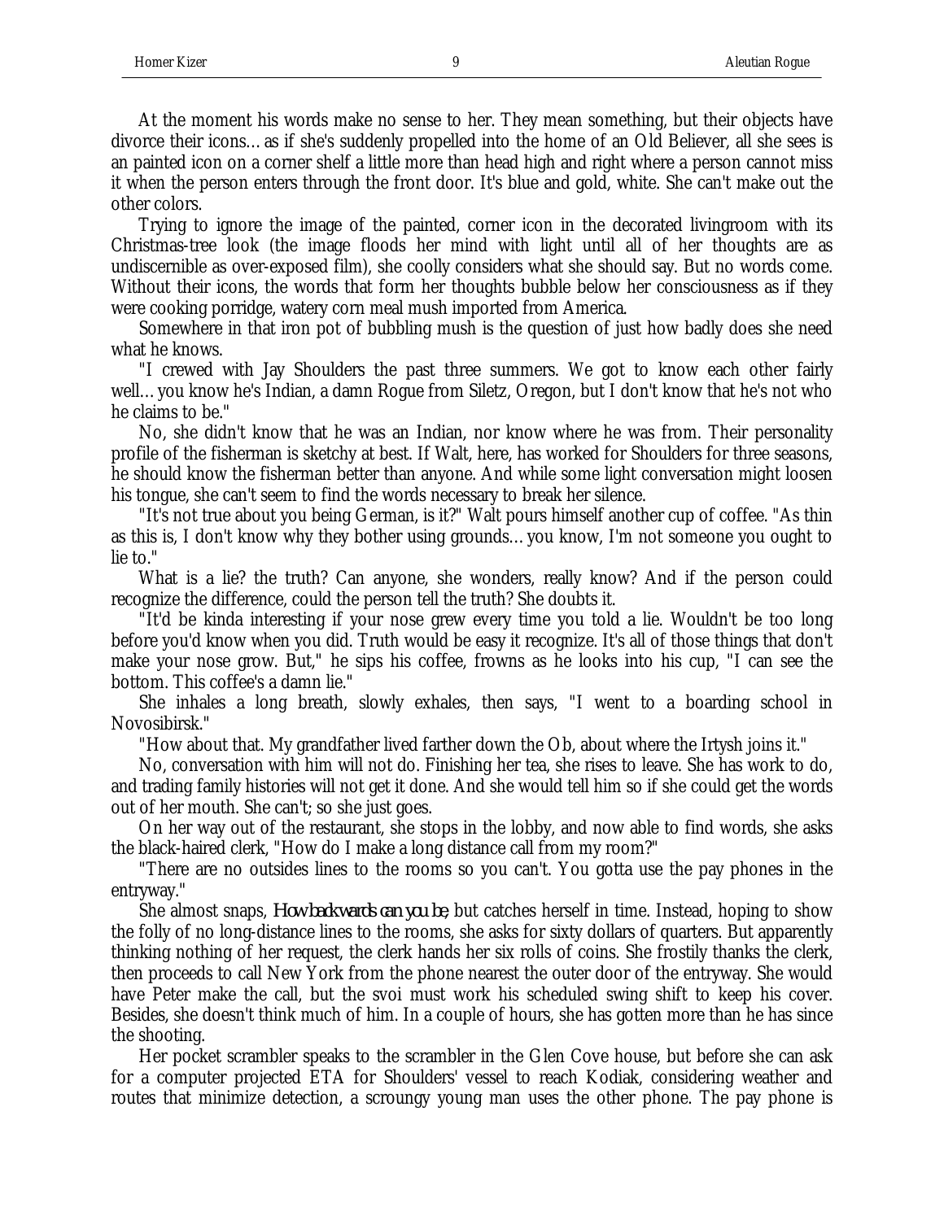At the moment his words make no sense to her. They mean something, but their objects have divorce their icons… as if she's suddenly propelled into the home of an Old Believer, all she sees is an painted icon on a corner shelf a little more than head high and right where a person cannot miss it when the person enters through the front door. It's blue and gold, white. She can't make out the other colors.

Trying to ignore the image of the painted, corner icon in the decorated livingroom with its Christmas-tree look (the image floods her mind with light until all of her thoughts are as undiscernible as over-exposed film), she coolly considers what she should say. But no words come. Without their icons, the words that form her thoughts bubble below her consciousness as if they were cooking porridge, watery corn meal mush imported from America.

Somewhere in that iron pot of bubbling mush is the question of just how badly does she need what he knows.

"I crewed with Jay Shoulders the past three summers. We got to know each other fairly well… you know he's Indian, a damn Rogue from Siletz, Oregon, but I don't know that he's not who he claims to be."

No, she didn't know that he was an Indian, nor know where he was from. Their personality profile of the fisherman is sketchy at best. If Walt, here, has worked for Shoulders for three seasons, he should know the fisherman better than anyone. And while some light conversation might loosen his tongue, she can't seem to find the words necessary to break her silence.

"It's not true about you being German, is it?" Walt pours himself another cup of coffee. "As thin as this is, I don't know why they bother using grounds… you know, I'm not someone you ought to lie to."

What is a lie? the truth? Can anyone, she wonders, really know? And if the person could recognize the difference, could the person tell the truth? She doubts it.

"It'd be kinda interesting if your nose grew every time you told a lie. Wouldn't be too long before you'd know when you did. Truth would be easy it recognize. It's all of those things that don't make your nose grow. But," he sips his coffee, frowns as he looks into his cup, "I can see the bottom. This coffee's a damn lie."

She inhales a long breath, slowly exhales, then says, "I went to a boarding school in Novosibirsk."

"How about that. My grandfather lived farther down the Ob, about where the Irtysh joins it."

No, conversation with him will not do. Finishing her tea, she rises to leave. She has work to do, and trading family histories will not get it done. And she would tell him so if she could get the words out of her mouth. She can't; so she just goes.

On her way out of the restaurant, she stops in the lobby, and now able to find words, she asks the black-haired clerk, "How do I make a long distance call from my room?"

"There are no outsides lines to the rooms so you can't. You gotta use the pay phones in the entryway."

She almost snaps, *How backwards can you be,* but catches herself in time. Instead, hoping to show the folly of no long-distance lines to the rooms, she asks for sixty dollars of quarters. But apparently thinking nothing of her request, the clerk hands her six rolls of coins. She frostily thanks the clerk, then proceeds to call New York from the phone nearest the outer door of the entryway. She would have Peter make the call, but the svoi must work his scheduled swing shift to keep his cover. Besides, she doesn't think much of him. In a couple of hours, she has gotten more than he has since the shooting.

Her pocket scrambler speaks to the scrambler in the Glen Cove house, but before she can ask for a computer projected ETA for Shoulders' vessel to reach Kodiak, considering weather and routes that minimize detection, a scroungy young man uses the other phone. The pay phone is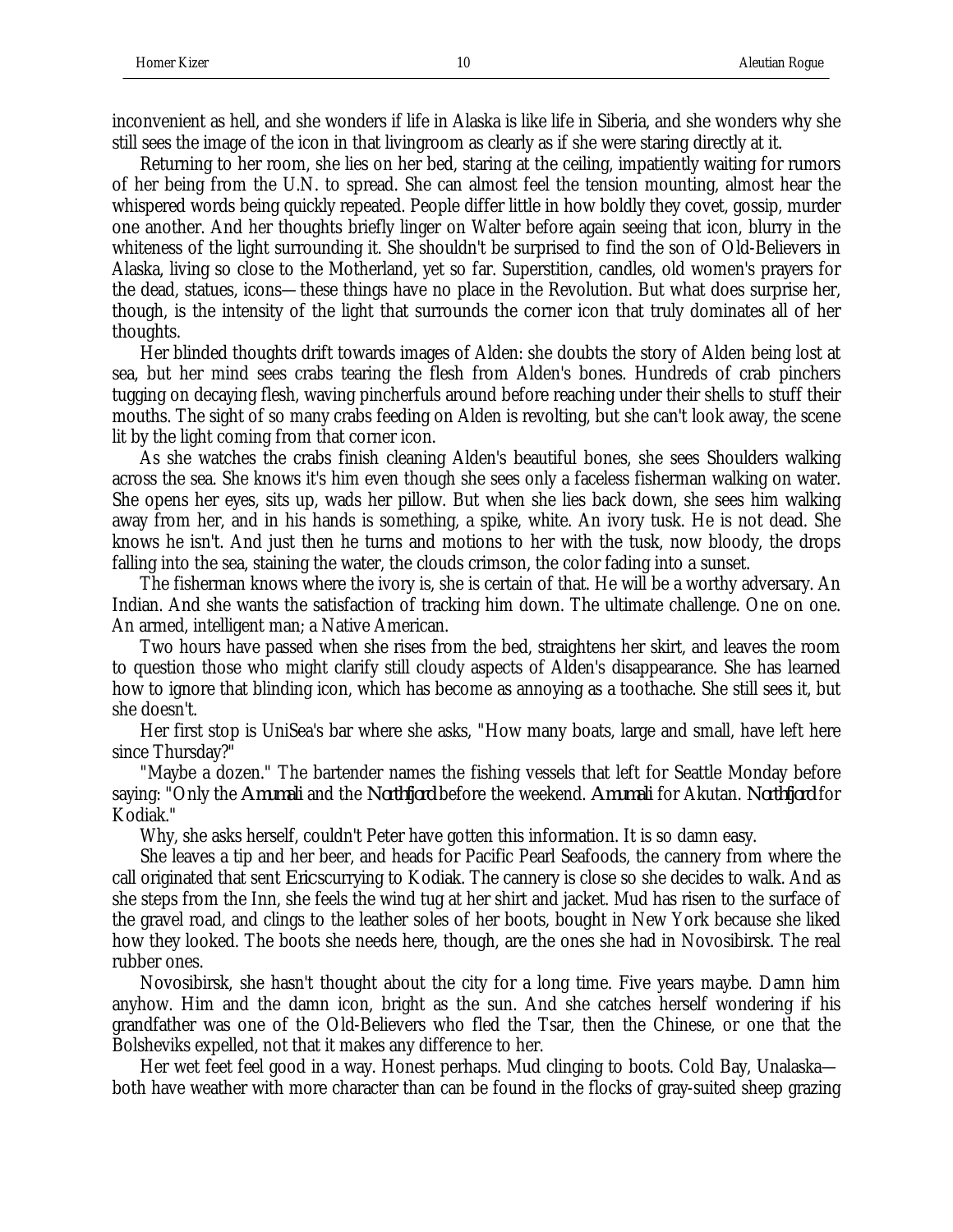inconvenient as hell, and she wonders if life in Alaska is like life in Siberia, and she wonders why she still sees the image of the icon in that livingroom as clearly as if she were staring directly at it.

Returning to her room, she lies on her bed, staring at the ceiling, impatiently waiting for rumors of her being from the U.N. to spread. She can almost feel the tension mounting, almost hear the whispered words being quickly repeated. People differ little in how boldly they covet, gossip, murder one another. And her thoughts briefly linger on Walter before again seeing that icon, blurry in the whiteness of the light surrounding it. She shouldn't be surprised to find the son of Old-Believers in Alaska, living so close to the Motherland, yet so far. Superstition, candles, old women's prayers for the dead, statues, icons—these things have no place in the Revolution. But what does surprise her, though, is the intensity of the light that surrounds the corner icon that truly dominates all of her thoughts.

Her blinded thoughts drift towards images of Alden: she doubts the story of Alden being lost at sea, but her mind sees crabs tearing the flesh from Alden's bones. Hundreds of crab pinchers tugging on decaying flesh, waving pincherfuls around before reaching under their shells to stuff their mouths. The sight of so many crabs feeding on Alden is revolting, but she can't look away, the scene lit by the light coming from that corner icon.

As she watches the crabs finish cleaning Alden's beautiful bones, she sees Shoulders walking across the sea. She knows it's him even though she sees only a faceless fisherman walking on water. She opens her eyes, sits up, wads her pillow. But when she lies back down, she sees him walking away from her, and in his hands is something, a spike, white. An ivory tusk. He is not dead. She knows he isn't. And just then he turns and motions to her with the tusk, now bloody, the drops falling into the sea, staining the water, the clouds crimson, the color fading into a sunset.

The fisherman knows where the ivory is, she is certain of that. He will be a worthy adversary. An Indian. And she wants the satisfaction of tracking him down. The ultimate challenge. One on one. An armed, intelligent man; a Native American.

Two hours have passed when she rises from the bed, straightens her skirt, and leaves the room to question those who might clarify still cloudy aspects of Alden's disappearance. She has learned how to ignore that blinding icon, which has become as annoying as a toothache. She still sees it, but she doesn't.

Her first stop is UniSea's bar where she asks, "How many boats, large and small, have left here since Thursday?"

"Maybe a dozen." The bartender names the fishing vessels that left for Seattle Monday before saying: "Only the *Amumali* and the *Northfjord* before the weekend. *Amumali* for Akutan. *Northfjord* for Kodiak."

Why, she asks herself, couldn't Peter have gotten this information. It is so damn easy.

She leaves a tip and her beer, and heads for Pacific Pearl Seafoods, the cannery from where the call originated that sent *Eric* scurrying to Kodiak. The cannery is close so she decides to walk. And as she steps from the Inn, she feels the wind tug at her shirt and jacket. Mud has risen to the surface of the gravel road, and clings to the leather soles of her boots, bought in New York because she liked how they looked. The boots she needs here, though, are the ones she had in Novosibirsk. The real rubber ones.

Novosibirsk, she hasn't thought about the city for a long time. Five years maybe. Damn him anyhow. Him and the damn icon, bright as the sun. And she catches herself wondering if his grandfather was one of the Old-Believers who fled the Tsar, then the Chinese, or one that the Bolsheviks expelled, not that it makes any difference to her.

Her wet feet feel good in a way. Honest perhaps. Mud clinging to boots. Cold Bay, Unalaska—both have weather with more character than can be found in the flocks of gray-suited sheep grazing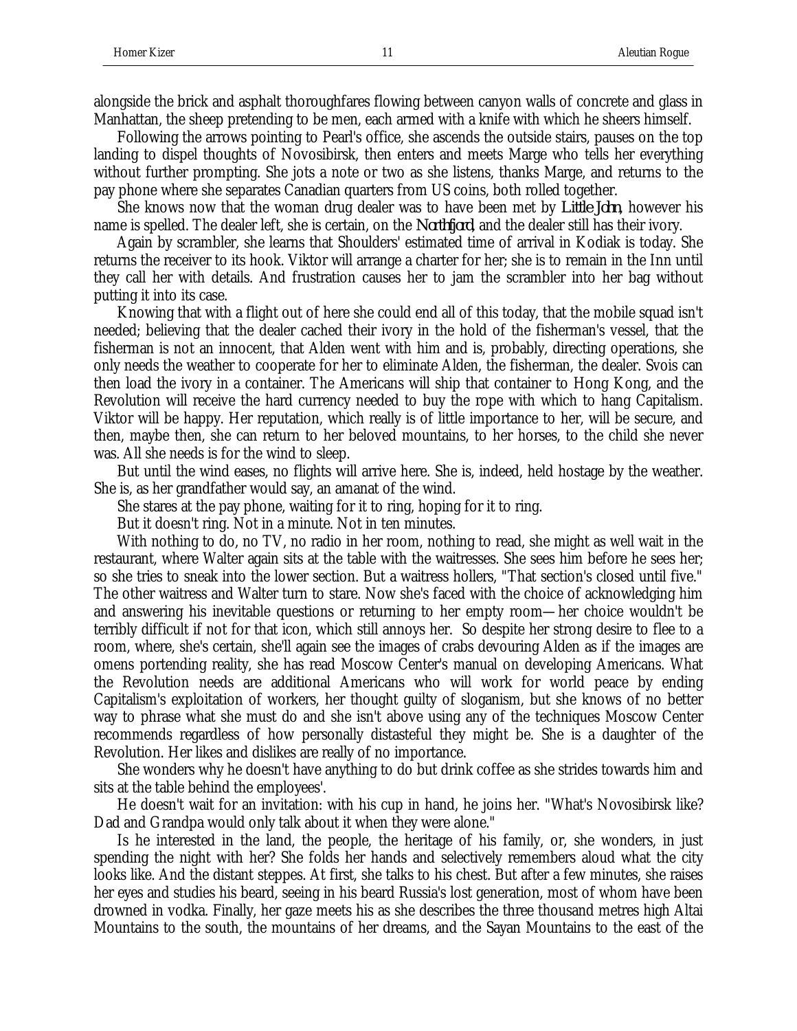alongside the brick and asphalt thoroughfares flowing between canyon walls of concrete and glass in Manhattan, the sheep pretending to be men, each armed with a knife with which he sheers himself.

Following the arrows pointing to Pearl's office, she ascends the outside stairs, pauses on the top landing to dispel thoughts of Novosibirsk, then enters and meets Marge who tells her everything without further prompting. She jots a note or two as she listens, thanks Marge, and returns to the pay phone where she separates Canadian quarters from US coins, both rolled together.

She knows now that the woman drug dealer was to have been met by *Little John*, however his name is spelled. The dealer left, she is certain, on the *Northfjord*, and the dealer still has their ivory.

Again by scrambler, she learns that Shoulders' estimated time of arrival in Kodiak is today. She returns the receiver to its hook. Viktor will arrange a charter for her; she is to remain in the Inn until they call her with details. And frustration causes her to jam the scrambler into her bag without putting it into its case.

Knowing that with a flight out of here she could end all of this today, that the mobile squad isn't needed; believing that the dealer cached their ivory in the hold of the fisherman's vessel, that the fisherman is not an innocent, that Alden went with him and is, probably, directing operations, she only needs the weather to cooperate for her to eliminate Alden, the fisherman, the dealer. Svois can then load the ivory in a container. The Americans will ship that container to Hong Kong, and the Revolution will receive the hard currency needed to buy the rope with which to hang Capitalism. Viktor will be happy. Her reputation, which really is of little importance to her, will be secure, and then, maybe then, she can return to her beloved mountains, to her horses, to the child she never was. All she needs is for the wind to sleep.

But until the wind eases, no flights will arrive here. She is, indeed, held hostage by the weather. She is, as her grandfather would say, an amanat of the wind.

She stares at the pay phone, waiting for it to ring, hoping for it to ring.

But it doesn't ring. Not in a minute. Not in ten minutes.

With nothing to do, no TV, no radio in her room, nothing to read, she might as well wait in the restaurant, where Walter again sits at the table with the waitresses. She sees him before he sees her; so she tries to sneak into the lower section. But a waitress hollers, "That section's closed until five." The other waitress and Walter turn to stare. Now she's faced with the choice of acknowledging him and answering his inevitable questions or returning to her empty room—her choice wouldn't be terribly difficult if not for that icon, which still annoys her. So despite her strong desire to flee to a room, where, she's certain, she'll again see the images of crabs devouring Alden as if the images are omens portending reality, she has read Moscow Center's manual on developing Americans. What the Revolution needs are additional Americans who will work for world peace by ending Capitalism's exploitation of workers, her thought guilty of sloganism, but she knows of no better way to phrase what she must do and she isn't above using any of the techniques Moscow Center recommends regardless of how personally distasteful they might be. She is a daughter of the Revolution. Her likes and dislikes are really of no importance.

She wonders why he doesn't have anything to do but drink coffee as she strides towards him and sits at the table behind the employees'.

He doesn't wait for an invitation: with his cup in hand, he joins her. "What's Novosibirsk like? Dad and Grandpa would only talk about it when they were alone."

Is he interested in the land, the people, the heritage of his family, or, she wonders, in just spending the night with her? She folds her hands and selectively remembers aloud what the city looks like. And the distant steppes. At first, she talks to his chest. But after a few minutes, she raises her eyes and studies his beard, seeing in his beard Russia's lost generation, most of whom have been drowned in vodka. Finally, her gaze meets his as she describes the three thousand metres high Altai Mountains to the south, the mountains of her dreams, and the Sayan Mountains to the east of the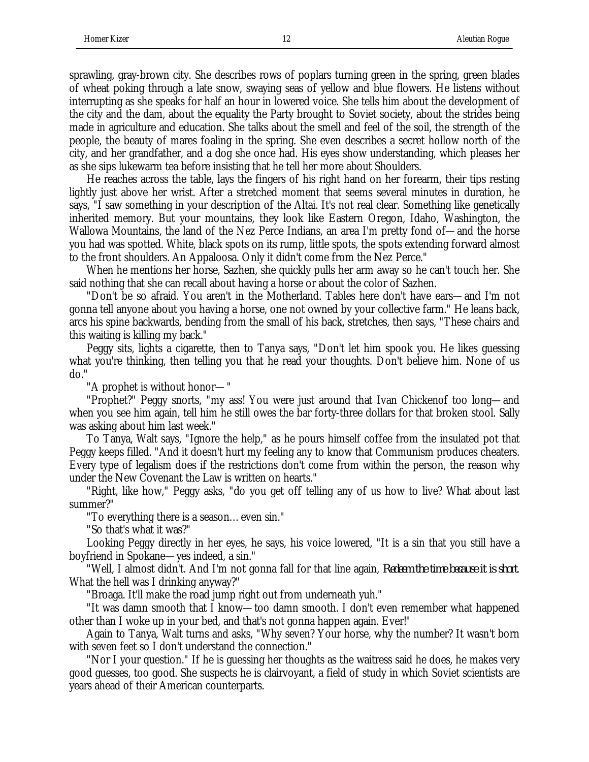sprawling, gray-brown city. She describes rows of poplars turning green in the spring, green blades of wheat poking through a late snow, swaying seas of yellow and blue flowers. He listens without interrupting as she speaks for half an hour in lowered voice. She tells him about the development of the city and the dam, about the equality the Party brought to Soviet society, about the strides being made in agriculture and education. She talks about the smell and feel of the soil, the strength of the people, the beauty of mares foaling in the spring. She even describes a secret hollow north of the city, and her grandfather, and a dog she once had. His eyes show understanding, which pleases her as she sips lukewarm tea before insisting that he tell her more about Shoulders.

He reaches across the table, lays the fingers of his right hand on her forearm, their tips resting lightly just above her wrist. After a stretched moment that seems several minutes in duration, he says, "I saw something in your description of the Altai. It's not real clear. Something like genetically inherited memory. But your mountains, they look like Eastern Oregon, Idaho, Washington, the Wallowa Mountains, the land of the Nez Perce Indians, an area I'm pretty fond of—and the horse you had was spotted. White, black spots on its rump, little spots, the spots extending forward almost to the front shoulders. An Appaloosa. Only it didn't come from the Nez Perce."

When he mentions her horse, Sazhen, she quickly pulls her arm away so he can't touch her. She said nothing that she can recall about having a horse or about the color of Sazhen.

"Don't be so afraid. You aren't in the Motherland. Tables here don't have ears—and I'm not gonna tell anyone about you having a horse, one not owned by your collective farm." He leans back, arcs his spine backwards, bending from the small of his back, stretches, then says, "These chairs and this waiting is killing my back."

Peggy sits, lights a cigarette, then to Tanya says, "Don't let him spook you. He likes guessing what you're thinking, then telling you that he read your thoughts. Don't believe him. None of us do."

"A prophet is without honor—"

"Prophet?" Peggy snorts, "my ass! You were just around that Ivan Chickenof too long—and when you see him again, tell him he still owes the bar forty-three dollars for that broken stool. Sally was asking about him last week."

To Tanya, Walt says, "Ignore the help," as he pours himself coffee from the insulated pot that Peggy keeps filled. "And it doesn't hurt my feeling any to know that Communism produces cheaters. Every type of legalism does if the restrictions don't come from within the person, the reason why under the New Covenant the Law is written on hearts."

"Right, like how," Peggy asks, "do you get off telling any of us how to live? What about last summer?"

"To everything there is a season… even sin."

"So that's what it was?"

Looking Peggy directly in her eyes, he says, his voice lowered, "It is a sin that you still have a boyfriend in Spokane—yes indeed, a sin."

"Well, I almost didn't. And I'm not gonna fall for that line again, *Redeem the time because it is short*. What the hell was I drinking anyway?"

"Broaga. It'll make the road jump right out from underneath yuh."

"It was damn smooth that I know—too damn smooth. I don't even remember what happened other than I woke up in your bed, and that's not gonna happen again. Ever!"

Again to Tanya, Walt turns and asks, "Why seven? Your horse, why the number? It wasn't born with seven feet so I don't understand the connection."

"Nor I your question." If he is guessing her thoughts as the waitress said he does, he makes very good guesses, too good. She suspects he is clairvoyant, a field of study in which Soviet scientists are years ahead of their American counterparts.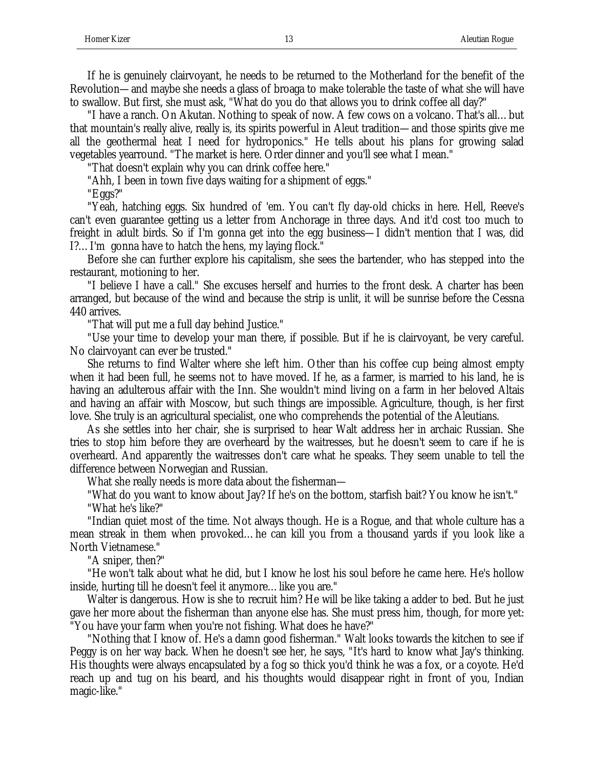If he is genuinely clairvoyant, he needs to be returned to the Motherland for the benefit of the Revolution—and maybe she needs a glass of broaga to make tolerable the taste of what she will have to swallow. But first, she must ask, "What do you do that allows you to drink coffee all day?"

"I have a ranch. On Akutan. Nothing to speak of now. A few cows on a volcano. That's all… but that mountain's really alive, really is, its spirits powerful in Aleut tradition—and those spirits give me all the geothermal heat I need for hydroponics." He tells about his plans for growing salad vegetables yearround. "The market is here. Order dinner and you'll see what I mean."

"That doesn't explain why you can drink coffee here."

"Ahh, I been in town five days waiting for a shipment of eggs."

"Eggs?"

"Yeah, hatching eggs. Six hundred of 'em. You can't fly day-old chicks in here. Hell, Reeve's can't even guarantee getting us a letter from Anchorage in three days. And it'd cost too much to freight in adult birds. So if I'm gonna get into the egg business—I didn't mention that I was, did I?… I'm gonna have to hatch the hens, my laying flock."

Before she can further explore his capitalism, she sees the bartender, who has stepped into the restaurant, motioning to her.

"I believe I have a call." She excuses herself and hurries to the front desk. A charter has been arranged, but because of the wind and because the strip is unlit, it will be sunrise before the Cessna 440 arrives.

"That will put me a full day behind Justice."

"Use your time to develop your man there, if possible. But if he is clairvoyant, be very careful. No clairvoyant can ever be trusted."

She returns to find Walter where she left him. Other than his coffee cup being almost empty when it had been full, he seems not to have moved. If he, as a farmer, is married to his land, he is having an adulterous affair with the Inn. She wouldn't mind living on a farm in her beloved Altais and having an affair with Moscow, but such things are impossible. Agriculture, though, is her first love. She truly is an agricultural specialist, one who comprehends the potential of the Aleutians.

As she settles into her chair, she is surprised to hear Walt address her in archaic Russian. She tries to stop him before they are overheard by the waitresses, but he doesn't seem to care if he is overheard. And apparently the waitresses don't care what he speaks. They seem unable to tell the difference between Norwegian and Russian.

What she really needs is more data about the fisherman—

"What do you want to know about Jay? If he's on the bottom, starfish bait? You know he isn't."

"What he's like?"

"Indian quiet most of the time. Not always though. He is a Rogue, and that whole culture has a mean streak in them when provoked… he can kill you from a thousand yards if you look like a North Vietnamese."

"A sniper, then?"

"He won't talk about what he did, but I know he lost his soul before he came here. He's hollow inside, hurting till he doesn't feel it anymore… like you are."

Walter is dangerous. How is she to recruit him? He will be like taking a adder to bed. But he just gave her more about the fisherman than anyone else has. She must press him, though, for more yet: "You have your farm when you're not fishing. What does he have?"

"Nothing that I know of. He's a damn good fisherman." Walt looks towards the kitchen to see if Peggy is on her way back. When he doesn't see her, he says, "It's hard to know what Jay's thinking. His thoughts were always encapsulated by a fog so thick you'd think he was a fox, or a coyote. He'd reach up and tug on his beard, and his thoughts would disappear right in front of you, Indian magic-like."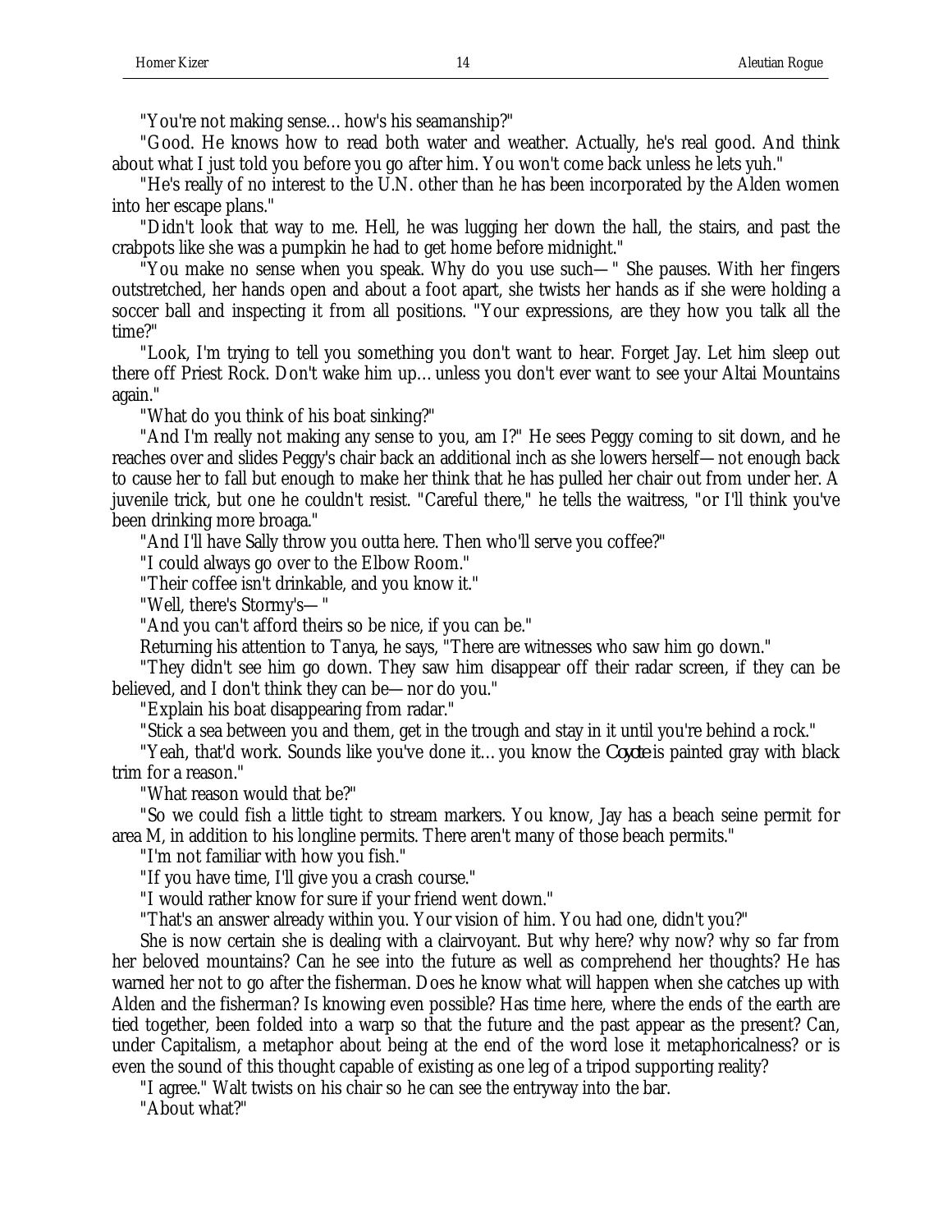"You're not making sense… how's his seamanship?"

"Good. He knows how to read both water and weather. Actually, he's real good. And think about what I just told you before you go after him. You won't come back unless he lets yuh."

"He's really of no interest to the U.N. other than he has been incorporated by the Alden women into her escape plans."

"Didn't look that way to me. Hell, he was lugging her down the hall, the stairs, and past the crabpots like she was a pumpkin he had to get home before midnight."

"You make no sense when you speak. Why do you use such— " She pauses. With her fingers outstretched, her hands open and about a foot apart, she twists her hands as if she were holding a soccer ball and inspecting it from all positions. "Your expressions, are they how you talk all the time?"

"Look, I'm trying to tell you something you don't want to hear. Forget Jay. Let him sleep out there off Priest Rock. Don't wake him up… unless you don't ever want to see your Altai Mountains again."

"What do you think of his boat sinking?"

"And I'm really not making any sense to you, am I?" He sees Peggy coming to sit down, and he reaches over and slides Peggy's chair back an additional inch as she lowers herself—not enough back to cause her to fall but enough to make her think that he has pulled her chair out from under her. A juvenile trick, but one he couldn't resist. "Careful there," he tells the waitress, "or I'll think you've been drinking more broaga."

"And I'll have Sally throw you outta here. Then who'll serve you coffee?"

"I could always go over to the Elbow Room."

"Their coffee isn't drinkable, and you know it."

"Well, there's Stormy's— "

"And you can't afford theirs so be nice, if you can be."

Returning his attention to Tanya, he says, "There are witnesses who saw him go down."

"They didn't see him go down. They saw him disappear off their radar screen, if they can be believed, and I don't think they can be—nor do you."

"Explain his boat disappearing from radar."

"Stick a sea between you and them, get in the trough and stay in it until you're behind a rock."

"Yeah, that'd work. Sounds like you've done it… you know the *Coyote* is painted gray with black trim for a reason."

"What reason would that be?"

"So we could fish a little tight to stream markers. You know, Jay has a beach seine permit for area M, in addition to his longline permits. There aren't many of those beach permits."

"I'm not familiar with how you fish."

"If you have time, I'll give you a crash course."

"I would rather know for sure if your friend went down."

"That's an answer already within you. Your vision of him. You had one, didn't you?"

She is now certain she is dealing with a clairvoyant. But why here? why now? why so far from her beloved mountains? Can he see into the future as well as comprehend her thoughts? He has warned her not to go after the fisherman. Does he know what will happen when she catches up with Alden and the fisherman? Is knowing even possible? Has time here, where the ends of the earth are tied together, been folded into a warp so that the future and the past appear as the present? Can, under Capitalism, a metaphor about being at the end of the word lose it metaphoricalness? or is even the sound of this thought capable of existing as one leg of a tripod supporting reality?

"I agree." Walt twists on his chair so he can see the entryway into the bar.

"About what?"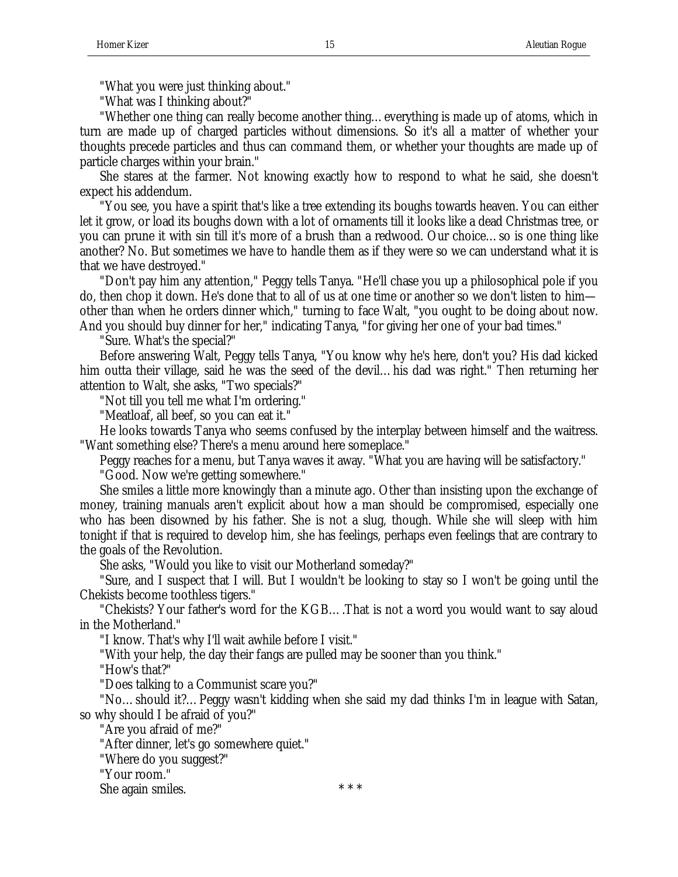"What you were just thinking about."

"What was I thinking about?"

"Whether one thing can really become another thing… everything is made up of atoms, which in turn are made up of charged particles without dimensions. So it's all a matter of whether your thoughts precede particles and thus can command them, or whether your thoughts are made up of particle charges within your brain."

She stares at the farmer. Not knowing exactly how to respond to what he said, she doesn't expect his addendum.

"You see, you have a spirit that's like a tree extending its boughs towards heaven. You can either let it grow, or load its boughs down with a lot of ornaments till it looks like a dead Christmas tree, or you can prune it with sin till it's more of a brush than a redwood. Our choice… so is one thing like another? No. But sometimes we have to handle them as if they were so we can understand what it is that we have destroyed."

"Don't pay him any attention," Peggy tells Tanya. "He'll chase you up a philosophical pole if you do, then chop it down. He's done that to all of us at one time or another so we don't listen to him—other than when he orders dinner which," turning to face Walt, "you ought to be doing about now. And you should buy dinner for her," indicating Tanya, "for giving her one of your bad times."

"Sure. What's the special?"

Before answering Walt, Peggy tells Tanya, "You know why he's here, don't you? His dad kicked him outta their village, said he was the seed of the devil… his dad was right." Then returning her attention to Walt, she asks, "Two specials?"

"Not till you tell me what I'm ordering."

"Meatloaf, all beef, so you can eat it."

He looks towards Tanya who seems confused by the interplay between himself and the waitress. "Want something else? There's a menu around here someplace."

Peggy reaches for a menu, but Tanya waves it away. "What you are having will be satisfactory."

"Good. Now we're getting somewhere."

She smiles a little more knowingly than a minute ago. Other than insisting upon the exchange of money, training manuals aren't explicit about how a man should be compromised, especially one who has been disowned by his father. She is not a slug, though. While she will sleep with him tonight if that is required to develop him, she has feelings, perhaps even feelings that are contrary to the goals of the Revolution.

She asks, "Would you like to visit our Motherland someday?"

"Sure, and I suspect that I will. But I wouldn't be looking to stay so I won't be going until the Chekists become toothless tigers."

"Chekists? Your father's word for the KGB… .That is not a word you would want to say aloud in the Motherland."

"I know. That's why I'll wait awhile before I visit."

"With your help, the day their fangs are pulled may be sooner than you think."

"How's that?"

"Does talking to a Communist scare you?"

"No… should it?… Peggy wasn't kidding when she said my dad thinks I'm in league with Satan, so why should I be afraid of you?"

"Are you afraid of me?"

"After dinner, let's go somewhere quiet."

"Where do you suggest?"

"Your room."

She again smiles.

* * *